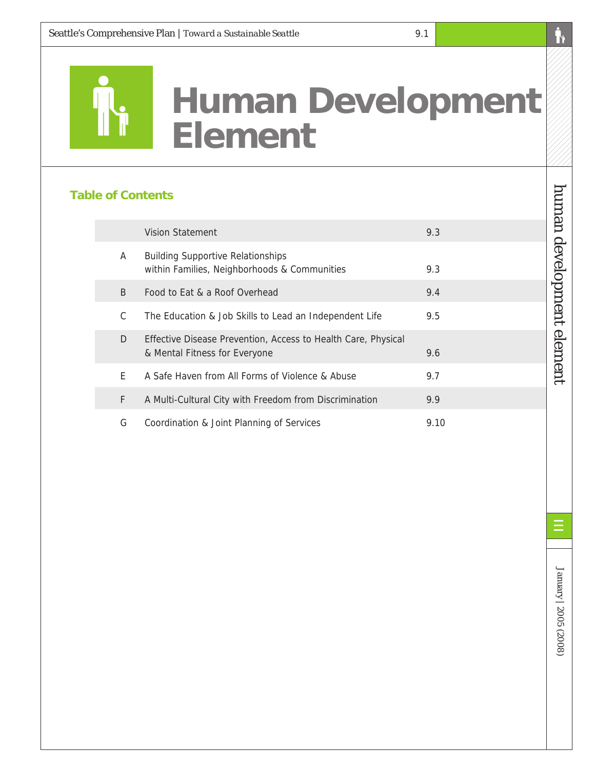# Human Development Element

## Table of Contents

| | | |
|---|---|---|
| | Vision Statement | 9.3 |
| A | Building Supportive Relationships within Families, Neighborhoods & Communities | 9.3 |
| B | Food to Eat & a Roof Overhead | 9.4 |
| C | The Education & Job Skills to Lead an Independent Life | 9.5 |
| D | Effective Disease Prevention, Access to Health Care, Physical & Mental Fitness for Everyone | 9.6 |
| E | A Safe Haven from All Forms of Violence & Abuse | 9.7 |
| F | A Multi-Cultural City with Freedom from Discrimination | 9.9 |
| G | Coordination & Joint Planning of Services | 9.10 |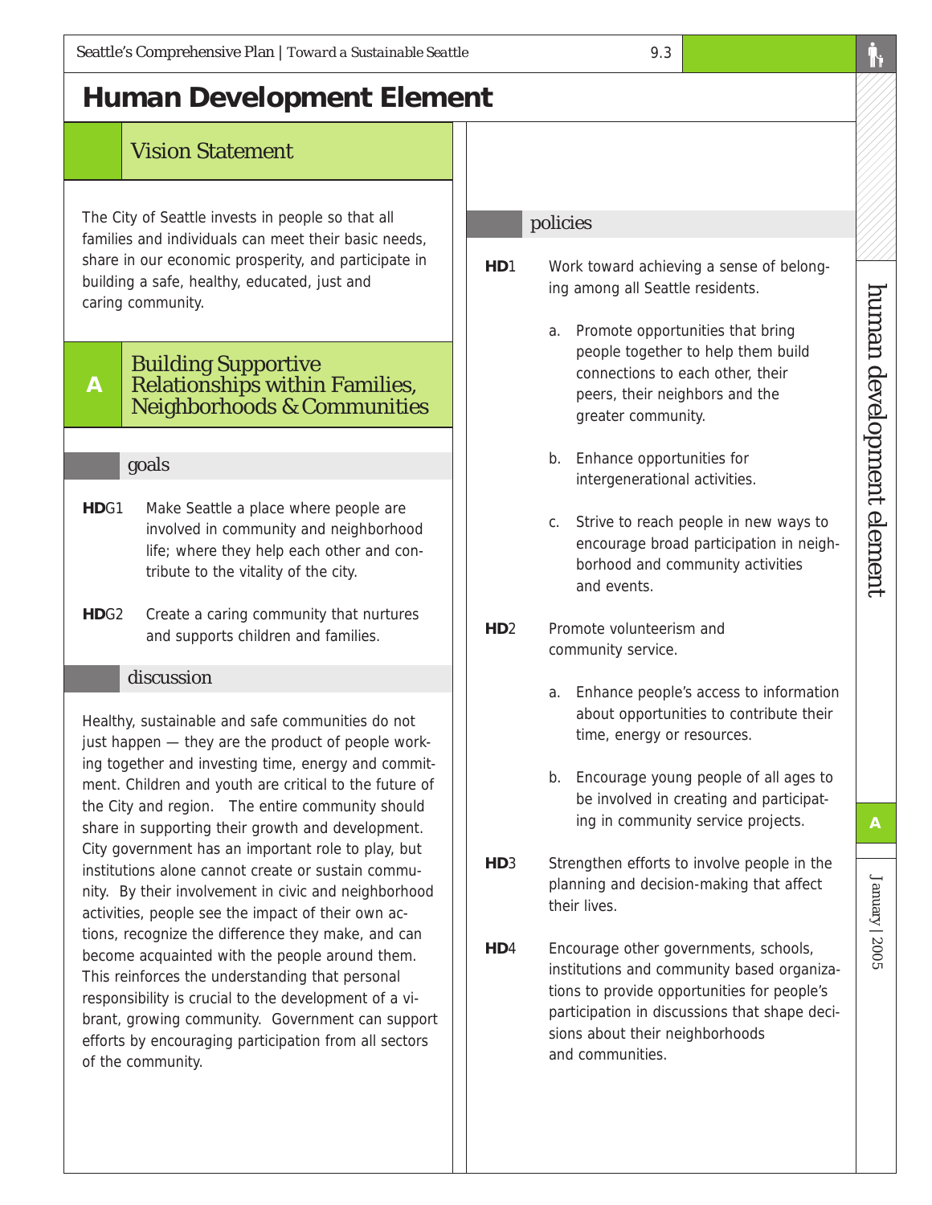# Human Development Element

## Vision Statement

The City of Seattle invests in people so that all families and individuals can meet their basic needs, share in our economic prosperity, and participate in building a safe, healthy, educated, just and caring community.

## A Building Supportive Relationships within Families, Neighborhoods & Communities

### goals

**HD**G1 Make Seattle a place where people are involved in community and neighborhood life; where they help each other and contribute to the vitality of the city.

**HD**G2 Create a caring community that nurtures and supports children and families.

### discussion

Healthy, sustainable and safe communities do not just happen — they are the product of people working together and investing time, energy and commitment. Children and youth are critical to the future of the City and region. The entire community should share in supporting their growth and development. City government has an important role to play, but institutions alone cannot create or sustain community. By their involvement in civic and neighborhood activities, people see the impact of their own actions, recognize the difference they make, and can become acquainted with the people around them. This reinforces the understanding that personal responsibility is crucial to the development of a vibrant, growing community. Government can support efforts by encouraging participation from all sectors of the community.

### policies

**HD**1 Work toward achieving a sense of belonging among all Seattle residents.

a. Promote opportunities that bring people together to help them build connections to each other, their peers, their neighbors and the greater community.

b. Enhance opportunities for intergenerational activities.

c. Strive to reach people in new ways to encourage broad participation in neighborhood and community activities and events.

**HD**2 Promote volunteerism and community service.

a. Enhance people's access to information about opportunities to contribute their time, energy or resources.

b. Encourage young people of all ages to be involved in creating and participating in community service projects.

**HD**3 Strengthen efforts to involve people in the planning and decision-making that affect their lives.

**HD**4 Encourage other governments, schools, institutions and community based organizations to provide opportunities for people's participation in discussions that shape decisions about their neighborhoods and communities.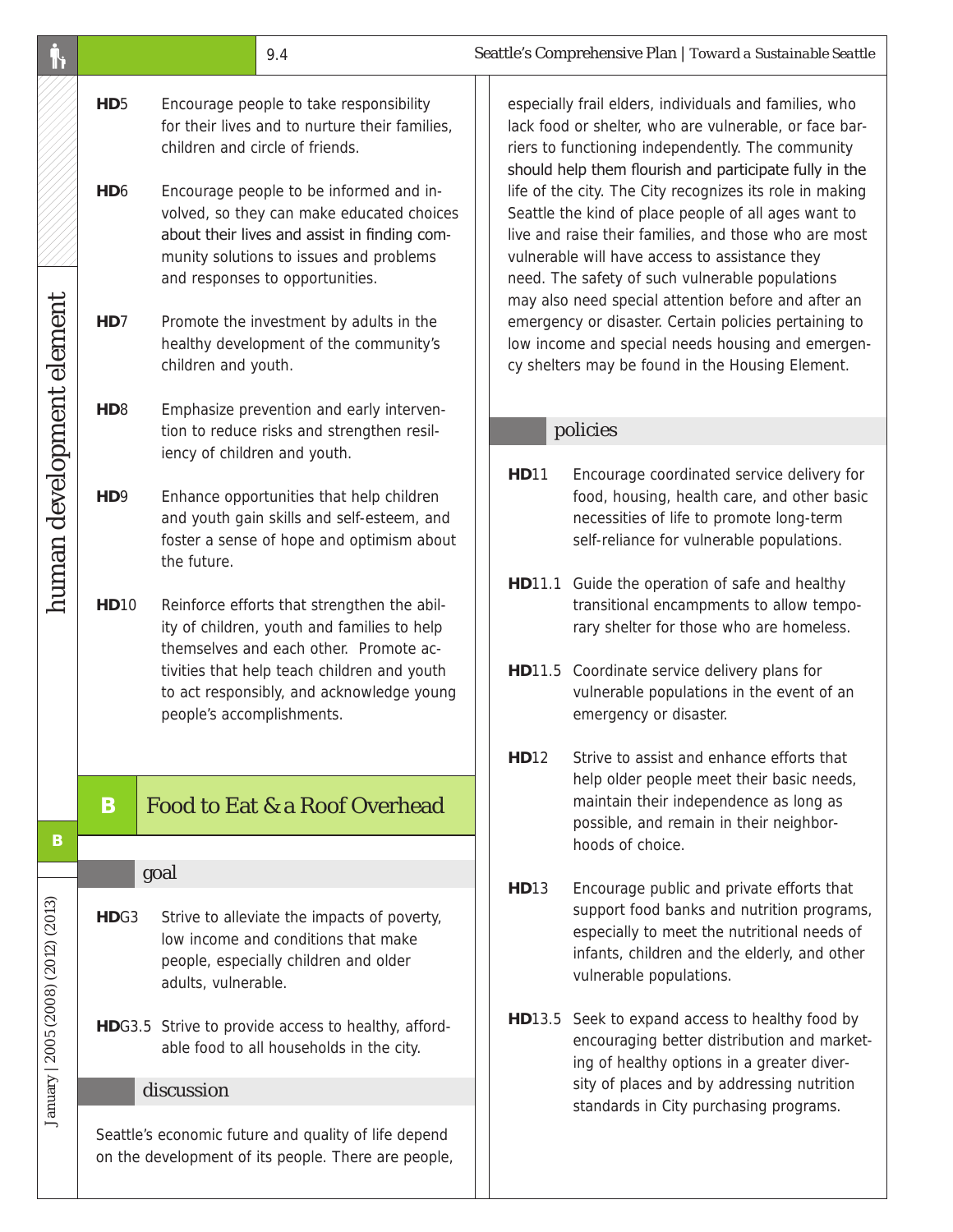**HD**5 Encourage people to take responsibility for their lives and to nurture their families, children and circle of friends.

**HD**6 Encourage people to be informed and involved, so they can make educated choices about their lives and assist in finding community solutions to issues and problems and responses to opportunities.

**HD**7 Promote the investment by adults in the healthy development of the community's children and youth.

**HD**8 Emphasize prevention and early intervention to reduce risks and strengthen resiliency of children and youth.

**HD**9 Enhance opportunities that help children and youth gain skills and self-esteem, and foster a sense of hope and optimism about the future.

**HD**10 Reinforce efforts that strengthen the ability of children, youth and families to help themselves and each other. Promote activities that help teach children and youth to act responsibly, and acknowledge young people's accomplishments.

## B Food to Eat & a Roof Overhead

### goal

**HD**G3 Strive to alleviate the impacts of poverty, low income and conditions that make people, especially children and older adults, vulnerable.

**HD**G3.5 Strive to provide access to healthy, affordable food to all households in the city.

### discussion

Seattle's economic future and quality of life depend on the development of its people. There are people, especially frail elders, individuals and families, who lack food or shelter, who are vulnerable, or face barriers to functioning independently. The community should help them flourish and participate fully in the life of the city. The City recognizes its role in making Seattle the kind of place people of all ages want to live and raise their families, and those who are most vulnerable will have access to assistance they need. The safety of such vulnerable populations may also need special attention before and after an emergency or disaster. Certain policies pertaining to low income and special needs housing and emergency shelters may be found in the Housing Element.

### policies

**HD**11 Encourage coordinated service delivery for food, housing, health care, and other basic necessities of life to promote long-term self-reliance for vulnerable populations.

**HD**11.1 Guide the operation of safe and healthy transitional encampments to allow temporary shelter for those who are homeless.

**HD**11.5 Coordinate service delivery plans for vulnerable populations in the event of an emergency or disaster.

**HD**12 Strive to assist and enhance efforts that help older people meet their basic needs, maintain their independence as long as possible, and remain in their neighborhoods of choice.

**HD**13 Encourage public and private efforts that support food banks and nutrition programs, especially to meet the nutritional needs of infants, children and the elderly, and other vulnerable populations.

**HD**13.5 Seek to expand access to healthy food by encouraging better distribution and marketing of healthy options in a greater diversity of places and by addressing nutrition standards in City purchasing programs.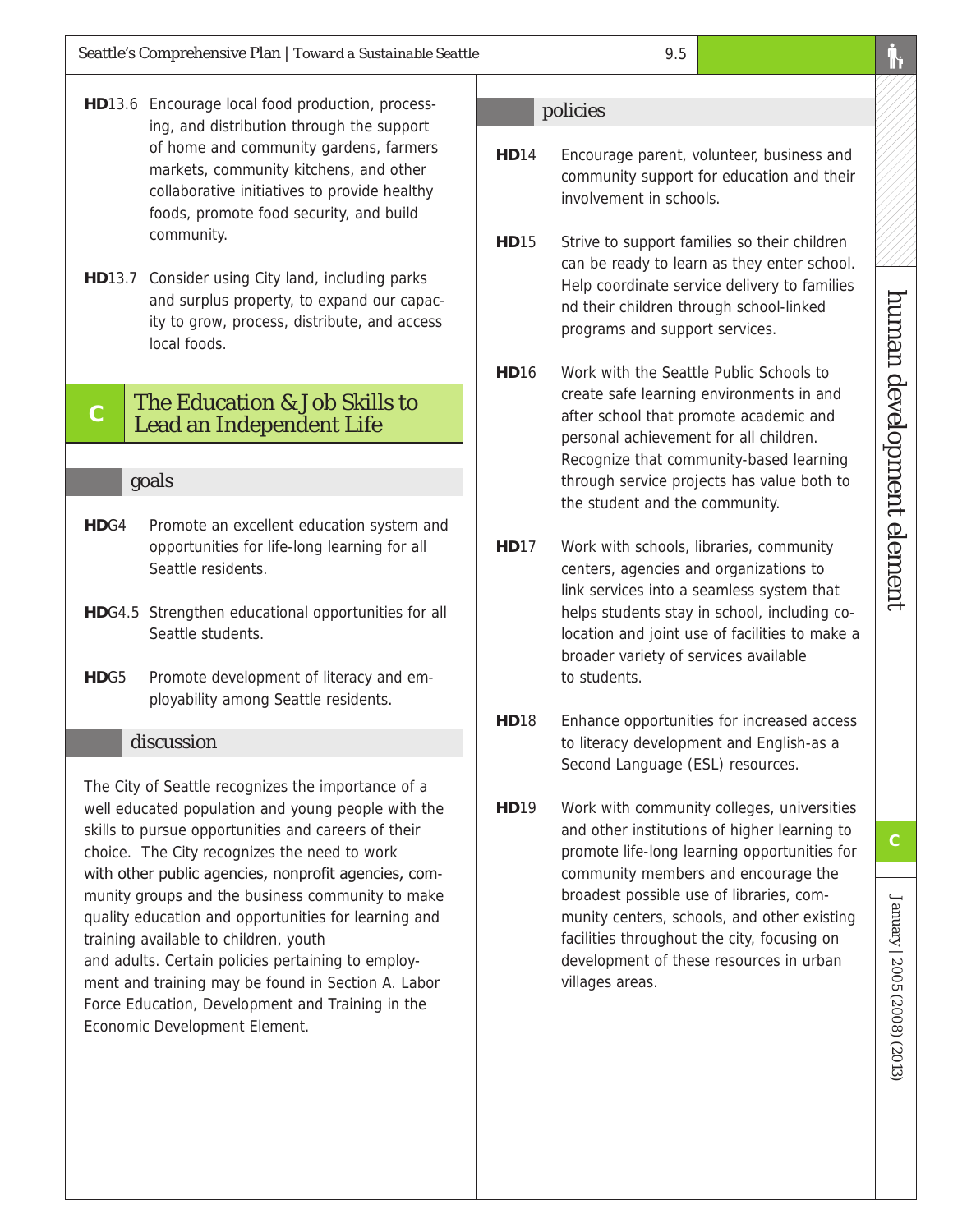**HD**13.6 Encourage local food production, processing, and distribution through the support of home and community gardens, farmers markets, community kitchens, and other collaborative initiatives to provide healthy foods, promote food security, and build community.

**HD**13.7 Consider using City land, including parks and surplus property, to expand our capacity to grow, process, distribute, and access local foods.

## C The Education & Job Skills to Lead an Independent Life

### goals

**HD**G4 Promote an excellent education system and opportunities for life-long learning for all Seattle residents.

**HD**G4.5 Strengthen educational opportunities for all Seattle students.

**HD**G5 Promote development of literacy and employability among Seattle residents.

### discussion

The City of Seattle recognizes the importance of a well educated population and young people with the skills to pursue opportunities and careers of their choice. The City recognizes the need to work with other public agencies, nonprofit agencies, community groups and the business community to make quality education and opportunities for learning and training available to children, youth and adults. Certain policies pertaining to employment and training may be found in Section A. Labor Force Education, Development and Training in the Economic Development Element.

### policies

**HD**14 Encourage parent, volunteer, business and community support for education and their involvement in schools.

**HD**15 Strive to support families so their children can be ready to learn as they enter school. Help coordinate service delivery to families nd their children through school-linked programs and support services.

**HD**16 Work with the Seattle Public Schools to create safe learning environments in and after school that promote academic and personal achievement for all children. Recognize that community-based learning through service projects has value both to the student and the community.

**HD**17 Work with schools, libraries, community centers, agencies and organizations to link services into a seamless system that helps students stay in school, including co-location and joint use of facilities to make a broader variety of services available to students.

**HD**18 Enhance opportunities for increased access to literacy development and English-as a Second Language (ESL) resources.

**HD**19 Work with community colleges, universities and other institutions of higher learning to promote life-long learning opportunities for community members and encourage the broadest possible use of libraries, community centers, schools, and other existing facilities throughout the city, focusing on development of these resources in urban villages areas.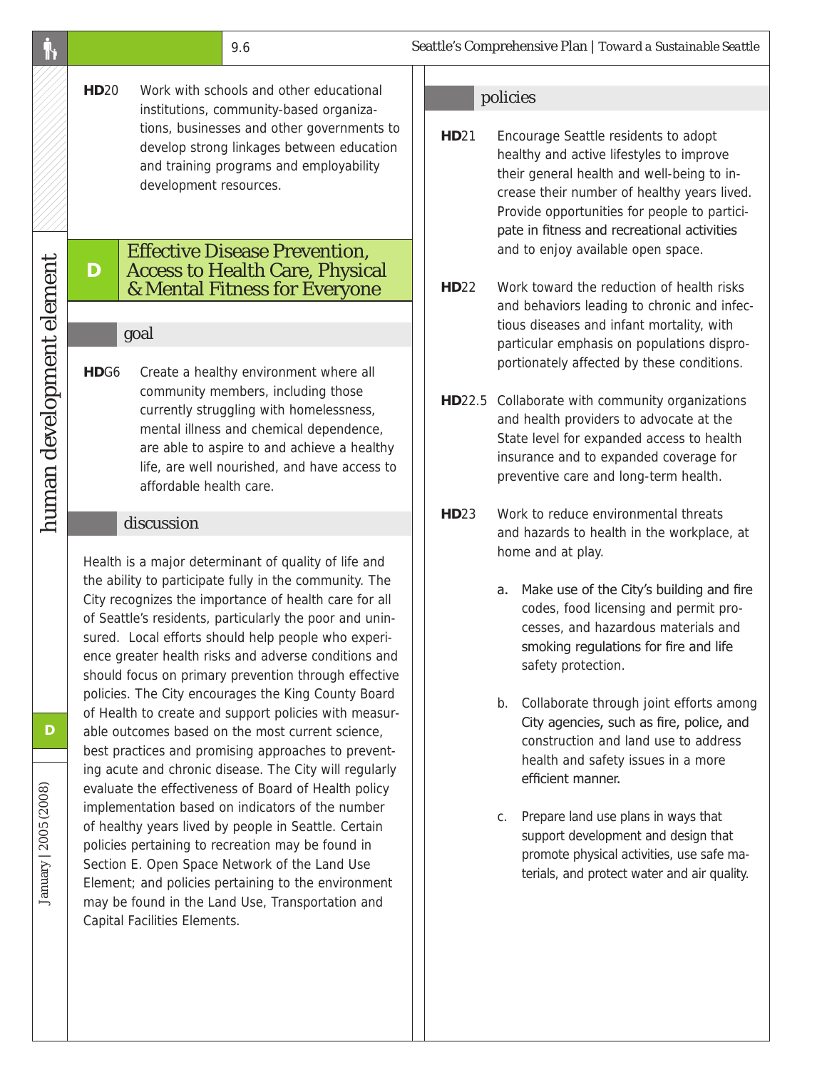**HD20** Work with schools and other educational institutions, community-based organizations, businesses and other governments to develop strong linkages between education and training programs and employability development resources.

## D Effective Disease Prevention, Access to Health Care, Physical & Mental Fitness for Everyone

### goal

**HDG6** Create a healthy environment where all community members, including those currently struggling with homelessness, mental illness and chemical dependence, are able to aspire to and achieve a healthy life, are well nourished, and have access to affordable health care.

### discussion

Health is a major determinant of quality of life and the ability to participate fully in the community. The City recognizes the importance of health care for all of Seattle's residents, particularly the poor and uninsured. Local efforts should help people who experience greater health risks and adverse conditions and should focus on primary prevention through effective policies. The City encourages the King County Board of Health to create and support policies with measurable outcomes based on the most current science, best practices and promising approaches to preventing acute and chronic disease. The City will regularly evaluate the effectiveness of Board of Health policy implementation based on indicators of the number of healthy years lived by people in Seattle. Certain policies pertaining to recreation may be found in Section E. Open Space Network of the Land Use Element; and policies pertaining to the environment may be found in the Land Use, Transportation and Capital Facilities Elements.

### policies

**HD21** Encourage Seattle residents to adopt healthy and active lifestyles to improve their general health and well-being to increase their number of healthy years lived. Provide opportunities for people to participate in fitness and recreational activities and to enjoy available open space.

**HD22** Work toward the reduction of health risks and behaviors leading to chronic and infectious diseases and infant mortality, with particular emphasis on populations disproportionately affected by these conditions.

**HD22.5** Collaborate with community organizations and health providers to advocate at the State level for expanded access to health insurance and to expanded coverage for preventive care and long-term health.

**HD23** Work to reduce environmental threats and hazards to health in the workplace, at home and at play.

a. Make use of the City's building and fire codes, food licensing and permit processes, and hazardous materials and smoking regulations for fire and life safety protection.

b. Collaborate through joint efforts among City agencies, such as fire, police, and construction and land use to address health and safety issues in a more efficient manner.

c. Prepare land use plans in ways that support development and design that promote physical activities, use safe materials, and protect water and air quality.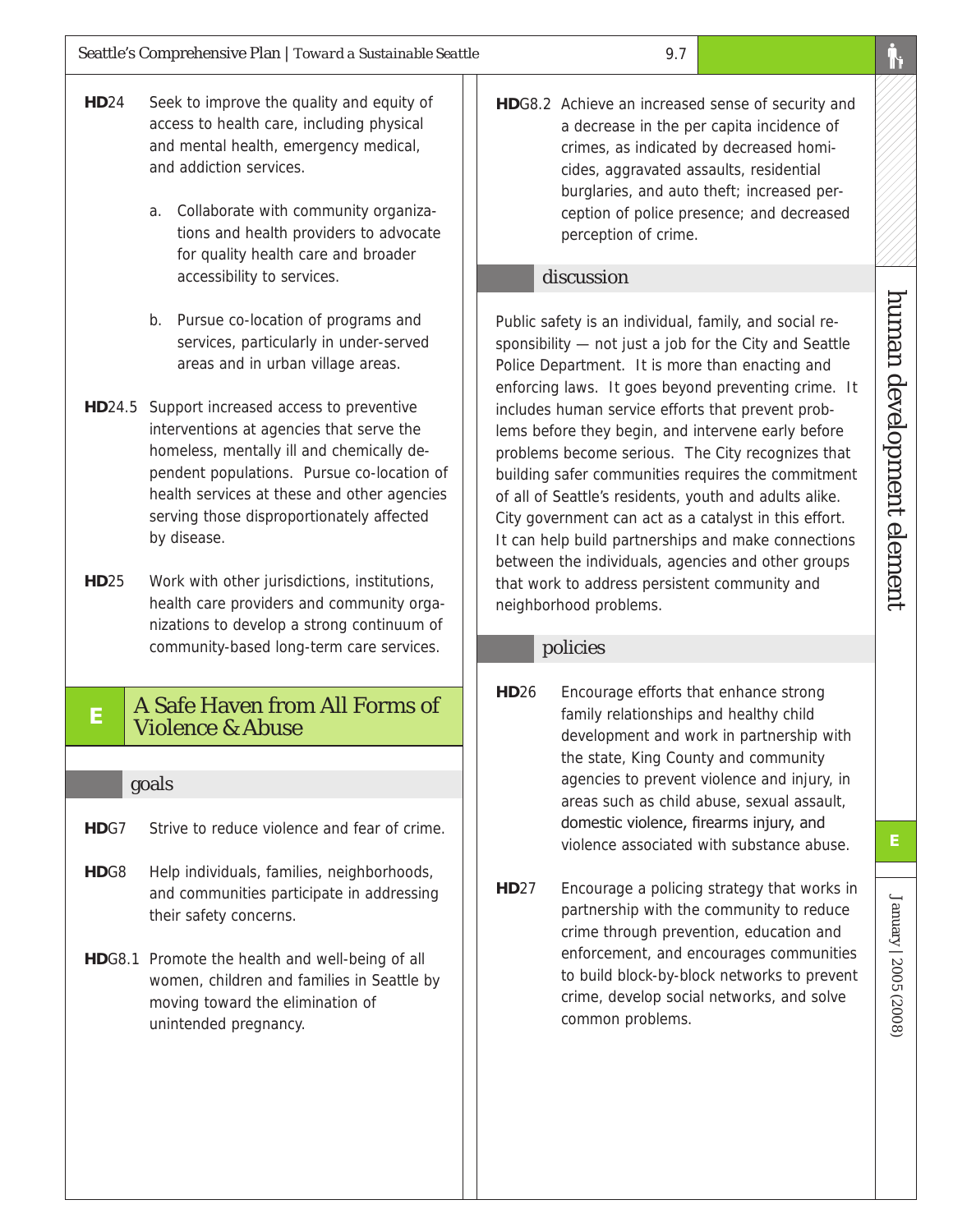**HD**24 Seek to improve the quality and equity of access to health care, including physical and mental health, emergency medical, and addiction services.

a. Collaborate with community organizations and health providers to advocate for quality health care and broader accessibility to services.

b. Pursue co-location of programs and services, particularly in under-served areas and in urban village areas.

**HD**24.5 Support increased access to preventive interventions at agencies that serve the homeless, mentally ill and chemically dependent populations. Pursue co-location of health services at these and other agencies serving those disproportionately affected by disease.

**HD**25 Work with other jurisdictions, institutions, health care providers and community organizations to develop a strong continuum of community-based long-term care services.

## E A Safe Haven from All Forms of Violence & Abuse

### goals

**HD**G7 Strive to reduce violence and fear of crime.

**HD**G8 Help individuals, families, neighborhoods, and communities participate in addressing their safety concerns.

**HD**G8.1 Promote the health and well-being of all women, children and families in Seattle by moving toward the elimination of unintended pregnancy.

**HD**G8.2 Achieve an increased sense of security and a decrease in the per capita incidence of crimes, as indicated by decreased homicides, aggravated assaults, residential burglaries, and auto theft; increased perception of police presence; and decreased perception of crime.

### discussion

Public safety is an individual, family, and social responsibility — not just a job for the City and Seattle Police Department. It is more than enacting and enforcing laws. It goes beyond preventing crime. It includes human service efforts that prevent problems before they begin, and intervene early before problems become serious. The City recognizes that building safer communities requires the commitment of all of Seattle's residents, youth and adults alike. City government can act as a catalyst in this effort. It can help build partnerships and make connections between the individuals, agencies and other groups that work to address persistent community and neighborhood problems.

### policies

**HD**26 Encourage efforts that enhance strong family relationships and healthy child development and work in partnership with the state, King County and community agencies to prevent violence and injury, in areas such as child abuse, sexual assault, domestic violence, firearms injury, and violence associated with substance abuse.

**HD**27 Encourage a policing strategy that works in partnership with the community to reduce crime through prevention, education and enforcement, and encourages communities to build block-by-block networks to prevent crime, develop social networks, and solve common problems.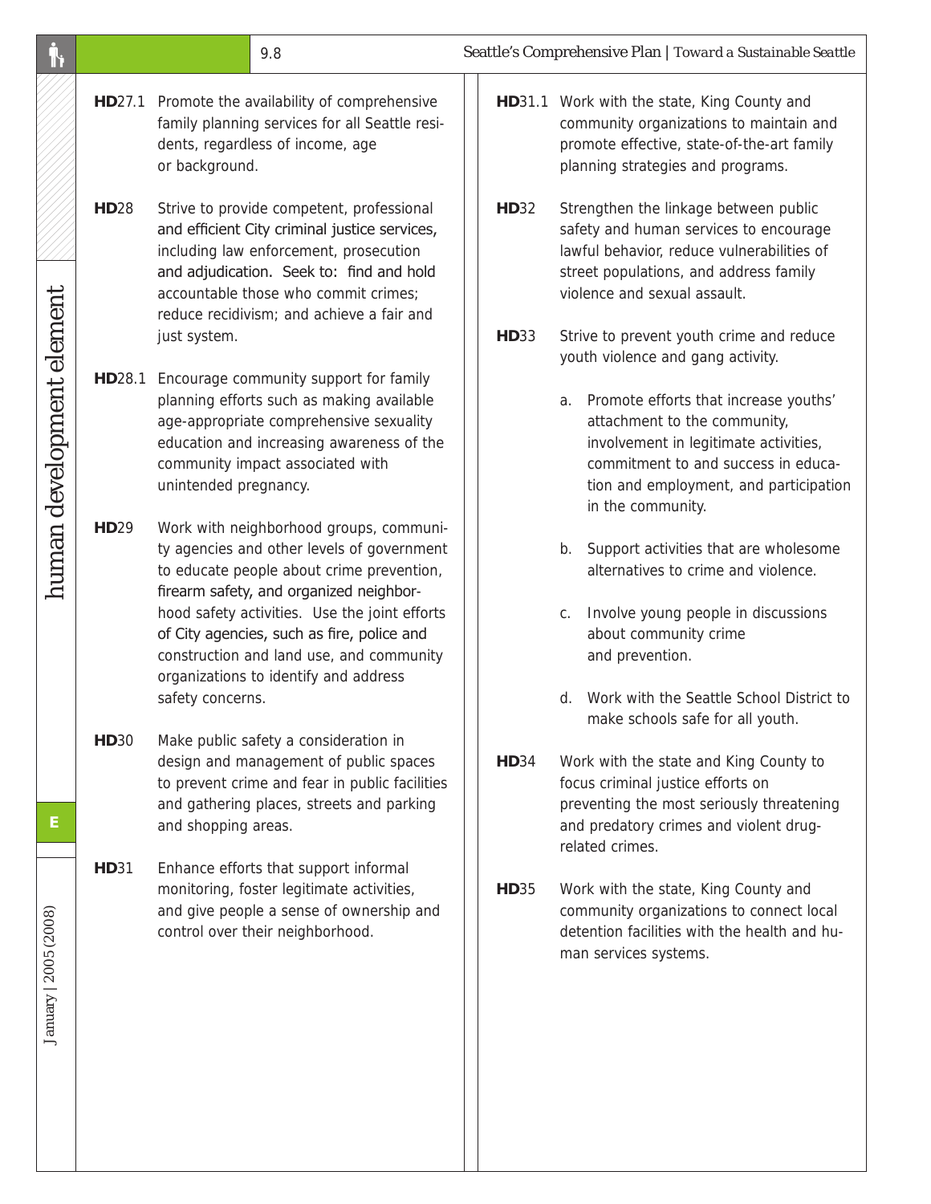**HD**27.1 Promote the availability of comprehensive family planning services for all Seattle residents, regardless of income, age or background.

**HD**28 Strive to provide competent, professional and efficient City criminal justice services, including law enforcement, prosecution and adjudication. Seek to: find and hold accountable those who commit crimes; reduce recidivism; and achieve a fair and just system.

**HD**28.1 Encourage community support for family planning efforts such as making available age-appropriate comprehensive sexuality education and increasing awareness of the community impact associated with unintended pregnancy.

**HD**29 Work with neighborhood groups, community agencies and other levels of government to educate people about crime prevention, firearm safety, and organized neighborhood safety activities. Use the joint efforts of City agencies, such as fire, police and construction and land use, and community organizations to identify and address safety concerns.

**HD**30 Make public safety a consideration in design and management of public spaces to prevent crime and fear in public facilities and gathering places, streets and parking and shopping areas.

**HD**31 Enhance efforts that support informal monitoring, foster legitimate activities, and give people a sense of ownership and control over their neighborhood.

**HD**31.1 Work with the state, King County and community organizations to maintain and promote effective, state-of-the-art family planning strategies and programs.

**HD**32 Strengthen the linkage between public safety and human services to encourage lawful behavior, reduce vulnerabilities of street populations, and address family violence and sexual assault.

**HD**33 Strive to prevent youth crime and reduce youth violence and gang activity.

a. Promote efforts that increase youths' attachment to the community, involvement in legitimate activities, commitment to and success in education and employment, and participation in the community.

b. Support activities that are wholesome alternatives to crime and violence.

c. Involve young people in discussions about community crime and prevention.

d. Work with the Seattle School District to make schools safe for all youth.

**HD**34 Work with the state and King County to focus criminal justice efforts on preventing the most seriously threatening and predatory crimes and violent drug-related crimes.

**HD**35 Work with the state, King County and community organizations to connect local detention facilities with the health and human services systems.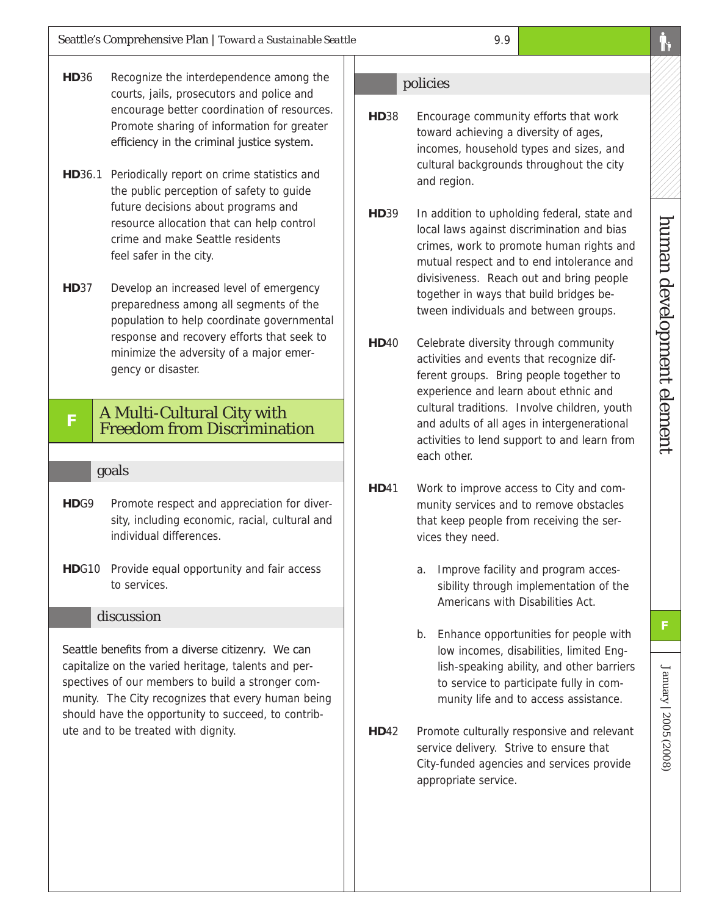**HD**36 Recognize the interdependence among the courts, jails, prosecutors and police and encourage better coordination of resources. Promote sharing of information for greater efficiency in the criminal justice system.

**HD**36.1 Periodically report on crime statistics and the public perception of safety to guide future decisions about programs and resource allocation that can help control crime and make Seattle residents feel safer in the city.

**HD**37 Develop an increased level of emergency preparedness among all segments of the population to help coordinate governmental response and recovery efforts that seek to minimize the adversity of a major emergency or disaster.

## F A Multi-Cultural City with Freedom from Discrimination

### goals

**HD**G9 Promote respect and appreciation for diversity, including economic, racial, cultural and individual differences.

**HD**G10 Provide equal opportunity and fair access to services.

### discussion

Seattle benefits from a diverse citizenry. We can capitalize on the varied heritage, talents and perspectives of our members to build a stronger community. The City recognizes that every human being should have the opportunity to succeed, to contribute and to be treated with dignity.

### policies

**HD**38 Encourage community efforts that work toward achieving a diversity of ages, incomes, household types and sizes, and cultural backgrounds throughout the city and region.

**HD**39 In addition to upholding federal, state and local laws against discrimination and bias crimes, work to promote human rights and mutual respect and to end intolerance and divisiveness. Reach out and bring people together in ways that build bridges between individuals and between groups.

**HD**40 Celebrate diversity through community activities and events that recognize different groups. Bring people together to experience and learn about ethnic and cultural traditions. Involve children, youth and adults of all ages in intergenerational activities to lend support to and learn from each other.

**HD**41 Work to improve access to City and community services and to remove obstacles that keep people from receiving the services they need.

a. Improve facility and program accessibility through implementation of the Americans with Disabilities Act.

b. Enhance opportunities for people with low incomes, disabilities, limited English-speaking ability, and other barriers to service to participate fully in community life and to access assistance.

**HD**42 Promote culturally responsive and relevant service delivery. Strive to ensure that City-funded agencies and services provide appropriate service.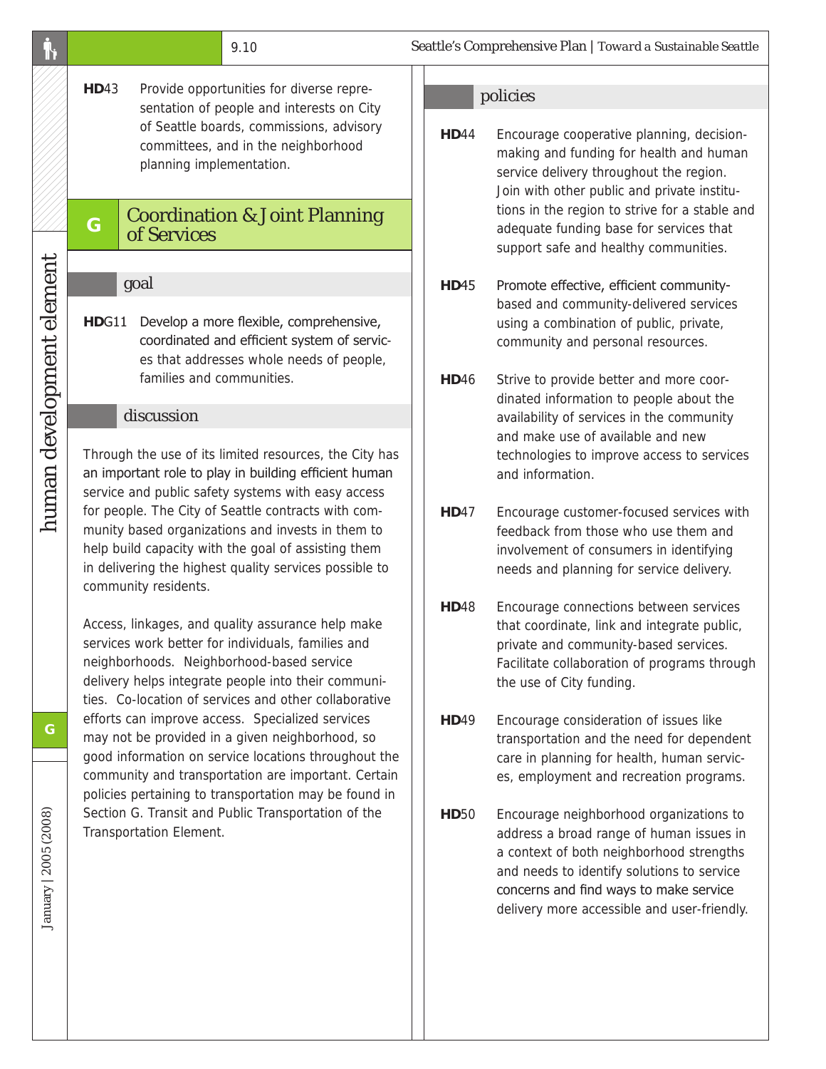**HD**43 Provide opportunities for diverse representation of people and interests on City of Seattle boards, commissions, advisory committees, and in the neighborhood planning implementation.

## G Coordination & Joint Planning of Services

### goal

**HD**G11 Develop a more flexible, comprehensive, coordinated and efficient system of services that addresses whole needs of people, families and communities.

### discussion

Through the use of its limited resources, the City has an important role to play in building efficient human service and public safety systems with easy access for people. The City of Seattle contracts with community based organizations and invests in them to help build capacity with the goal of assisting them in delivering the highest quality services possible to community residents.

Access, linkages, and quality assurance help make services work better for individuals, families and neighborhoods. Neighborhood-based service delivery helps integrate people into their communities. Co-location of services and other collaborative efforts can improve access. Specialized services may not be provided in a given neighborhood, so good information on service locations throughout the community and transportation are important. Certain policies pertaining to transportation may be found in Section G. Transit and Public Transportation of the Transportation Element.

### policies

**HD**44 Encourage cooperative planning, decision-making and funding for health and human service delivery throughout the region. Join with other public and private institutions in the region to strive for a stable and adequate funding base for services that support safe and healthy communities.

**HD**45 Promote effective, efficient community-based and community-delivered services using a combination of public, private, community and personal resources.

**HD**46 Strive to provide better and more coordinated information to people about the availability of services in the community and make use of available and new technologies to improve access to services and information.

**HD**47 Encourage customer-focused services with feedback from those who use them and involvement of consumers in identifying needs and planning for service delivery.

**HD**48 Encourage connections between services that coordinate, link and integrate public, private and community-based services. Facilitate collaboration of programs through the use of City funding.

**HD**49 Encourage consideration of issues like transportation and the need for dependent care in planning for health, human services, employment and recreation programs.

**HD**50 Encourage neighborhood organizations to address a broad range of human issues in a context of both neighborhood strengths and needs to identify solutions to service concerns and find ways to make service delivery more accessible and user-friendly.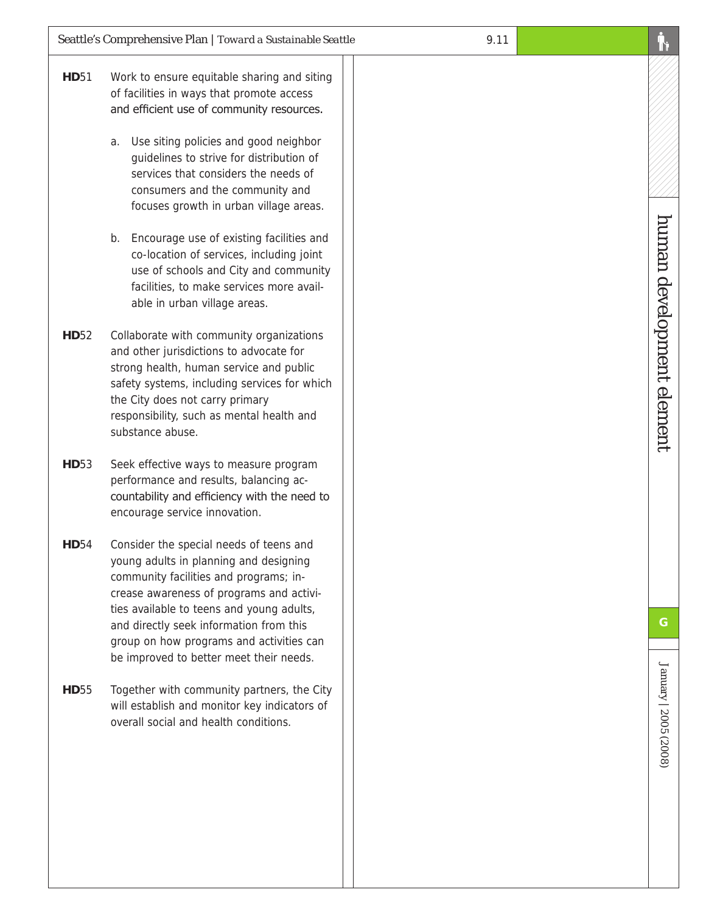**HD**51 Work to ensure equitable sharing and siting of facilities in ways that promote access and efficient use of community resources.

a. Use siting policies and good neighbor guidelines to strive for distribution of services that considers the needs of consumers and the community and focuses growth in urban village areas.

b. Encourage use of existing facilities and co-location of services, including joint use of schools and City and community facilities, to make services more available in urban village areas.

**HD**52 Collaborate with community organizations and other jurisdictions to advocate for strong health, human service and public safety systems, including services for which the City does not carry primary responsibility, such as mental health and substance abuse.

**HD**53 Seek effective ways to measure program performance and results, balancing accountability and efficiency with the need to encourage service innovation.

**HD**54 Consider the special needs of teens and young adults in planning and designing community facilities and programs; increase awareness of programs and activities available to teens and young adults, and directly seek information from this group on how programs and activities can be improved to better meet their needs.

**HD**55 Together with community partners, the City will establish and monitor key indicators of overall social and health conditions.